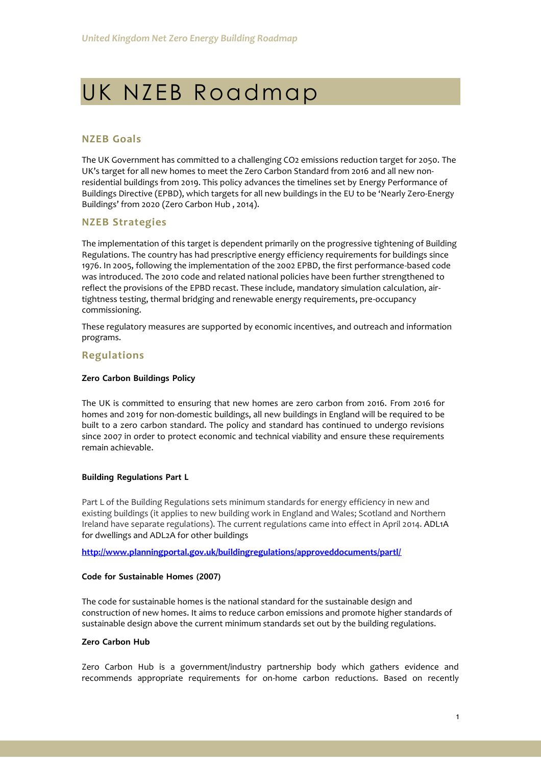# UK NZEB Roadmap

## NZEB Goals

The UK Government has committed to a challenging $CO_2$ emissions reduction target for 2050. The UK's target for all new homes to meet the Zero Carbon Standard from 2016 and all new non-residential buildings from 2019. This policy advances the timelines set by Energy Performance of Buildings Directive (EPBD), which targets for all new buildings in the EU to be 'Nearly Zero-Energy Buildings' from 2020 (Zero Carbon Hub , 2014).

## NZEB Strategies

The implementation of this target is dependent primarily on the progressive tightening of Building Regulations. The country has had prescriptive energy efficiency requirements for buildings since 1976. In 2005, following the implementation of the 2002 EPBD, the first performance-based code was introduced. The 2010 code and related national policies have been further strengthened to reflect the provisions of the EPBD recast. These include, mandatory simulation calculation, air-tightness testing, thermal bridging and renewable energy requirements, pre-occupancy commissioning.

These regulatory measures are supported by economic incentives, and outreach and information programs.

## Regulations

**Zero Carbon Buildings Policy**

The UK is committed to ensuring that new homes are zero carbon from 2016. From 2016 for homes and 2019 for non-domestic buildings, all new buildings in England will be required to be built to a zero carbon standard. The policy and standard has continued to undergo revisions since 2007 in order to protect economic and technical viability and ensure these requirements remain achievable.

**Building Regulations Part L**

Part L of the Building Regulations sets minimum standards for energy efficiency in new and existing buildings (it applies to new building work in England and Wales; Scotland and Northern Ireland have separate regulations). The current regulations came into effect in April 2014. ADL1A for dwellings and ADL2A for other buildings

http://www.planningportal.gov.uk/buildingregulations/approveddocuments/partl/

**Code for Sustainable Homes (2007)**

The code for sustainable homes is the national standard for the sustainable design and construction of new homes. It aims to reduce carbon emissions and promote higher standards of sustainable design above the current minimum standards set out by the building regulations.

**Zero Carbon Hub**

Zero Carbon Hub is a government/industry partnership body which gathers evidence and recommends appropriate requirements for on-home carbon reductions. Based on recently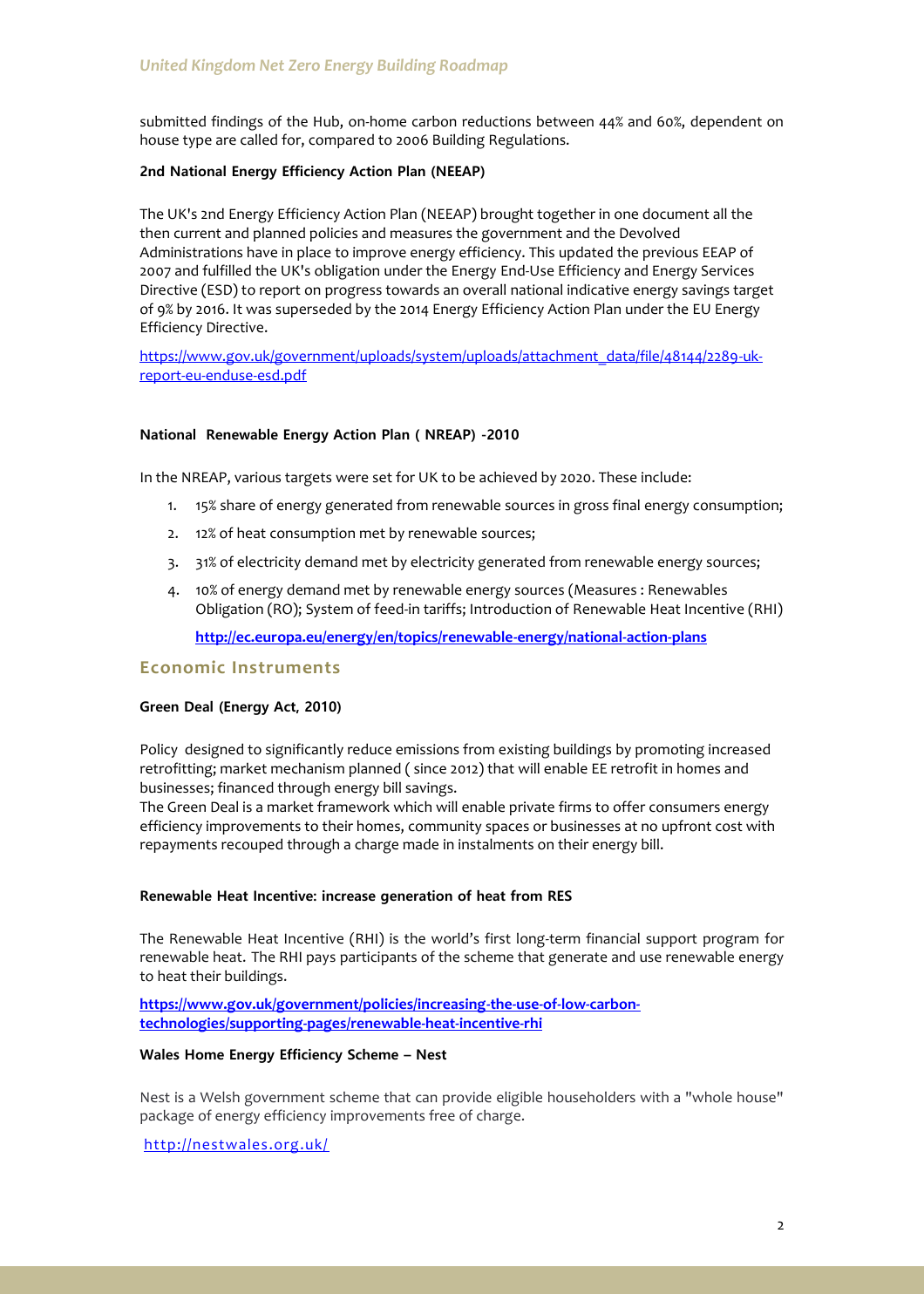submitted findings of the Hub, on-home carbon reductions between 44% and 60%, dependent on house type are called for, compared to 2006 Building Regulations.

**2nd National Energy Efficiency Action Plan (NEEAP)**

The UK's 2nd Energy Efficiency Action Plan (NEEAP) brought together in one document all the then current and planned policies and measures the government and the Devolved Administrations have in place to improve energy efficiency. This updated the previous EEAP of 2007 and fulfilled the UK's obligation under the Energy End-Use Efficiency and Energy Services Directive (ESD) to report on progress towards an overall national indicative energy savings target of 9% by 2016. It was superseded by the 2014 Energy Efficiency Action Plan under the EU Energy Efficiency Directive.

https://www.gov.uk/government/uploads/system/uploads/attachment_data/file/48144/2289-uk-report-eu-enduse-esd.pdf

**National Renewable Energy Action Plan ( NREAP) -2010**

In the NREAP, various targets were set for UK to be achieved by 2020. These include:

1. 15% share of energy generated from renewable sources in gross final energy consumption;
2. 12% of heat consumption met by renewable sources;
3. 31% of electricity demand met by electricity generated from renewable energy sources;
4. 10% of energy demand met by renewable energy sources (Measures : Renewables Obligation (RO); System of feed-in tariffs; Introduction of Renewable Heat Incentive (RHI)

   **http://ec.europa.eu/energy/en/topics/renewable-energy/national-action-plans**

## Economic Instruments

**Green Deal (Energy Act, 2010)**

Policy designed to significantly reduce emissions from existing buildings by promoting increased retrofitting; market mechanism planned ( since 2012) that will enable EE retrofit in homes and businesses; financed through energy bill savings.
The Green Deal is a market framework which will enable private firms to offer consumers energy efficiency improvements to their homes, community spaces or businesses at no upfront cost with repayments recouped through a charge made in instalments on their energy bill.

**Renewable Heat Incentive: increase generation of heat from RES**

The Renewable Heat Incentive (RHI) is the world's first long-term financial support program for renewable heat. The RHI pays participants of the scheme that generate and use renewable energy to heat their buildings.

**https://www.gov.uk/government/policies/increasing-the-use-of-low-carbon-technologies/supporting-pages/renewable-heat-incentive-rhi**

**Wales Home Energy Efficiency Scheme – Nest**

Nest is a Welsh government scheme that can provide eligible householders with a "whole house" package of energy efficiency improvements free of charge.

http://nestwales.org.uk/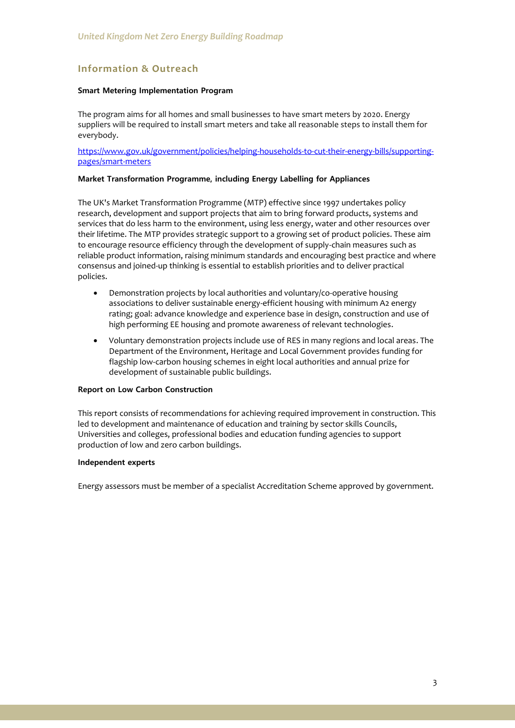## Information & Outreach

**Smart Metering Implementation Program**

The program aims for all homes and small businesses to have smart meters by 2020. Energy suppliers will be required to install smart meters and take all reasonable steps to install them for everybody.

https://www.gov.uk/government/policies/helping-households-to-cut-their-energy-bills/supporting-pages/smart-meters

**Market Transformation Programme, including Energy Labelling for Appliances**

The UK's Market Transformation Programme (MTP) effective since 1997 undertakes policy research, development and support projects that aim to bring forward products, systems and services that do less harm to the environment, using less energy, water and other resources over their lifetime. The MTP provides strategic support to a growing set of product policies. These aim to encourage resource efficiency through the development of supply-chain measures such as reliable product information, raising minimum standards and encouraging best practice and where consensus and joined-up thinking is essential to establish priorities and to deliver practical policies.

- Demonstration projects by local authorities and voluntary/co-operative housing associations to deliver sustainable energy-efficient housing with minimum A2 energy rating; goal: advance knowledge and experience base in design, construction and use of high performing EE housing and promote awareness of relevant technologies.
- Voluntary demonstration projects include use of RES in many regions and local areas. The Department of the Environment, Heritage and Local Government provides funding for flagship low-carbon housing schemes in eight local authorities and annual prize for development of sustainable public buildings.

**Report on Low Carbon Construction**

This report consists of recommendations for achieving required improvement in construction. This led to development and maintenance of education and training by sector skills Councils, Universities and colleges, professional bodies and education funding agencies to support production of low and zero carbon buildings.

**Independent experts**

Energy assessors must be member of a specialist Accreditation Scheme approved by government.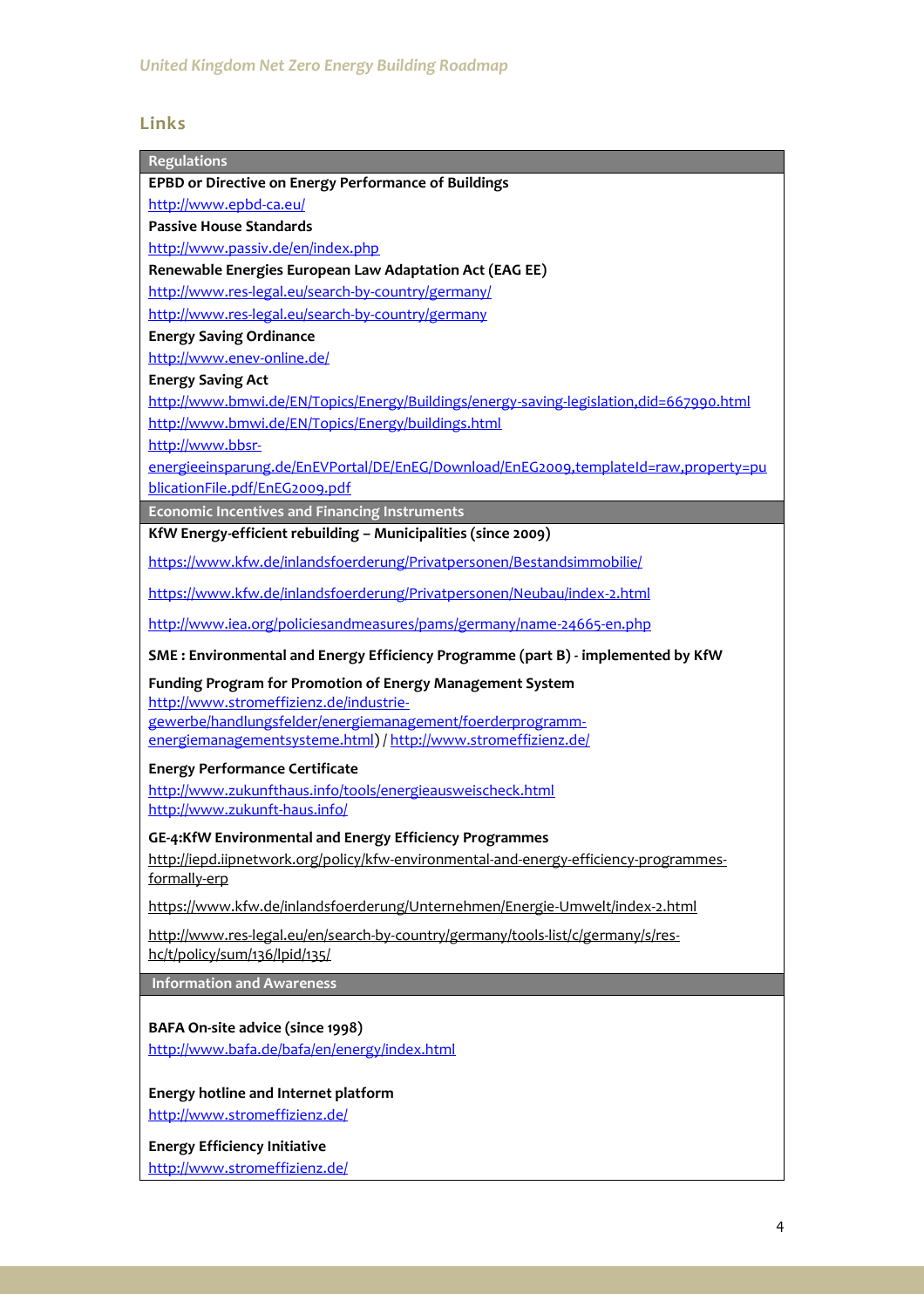## Links

**Regulations**

**EPBD or Directive on Energy Performance of Buildings**

http://www.epbd-ca.eu/

**Passive House Standards**

http://www.passiv.de/en/index.php

**Renewable Energies European Law Adaptation Act (EAG EE)**

http://www.res-legal.eu/search-by-country/germany/

http://www.res-legal.eu/search-by-country/germany

**Energy Saving Ordinance**

http://www.enev-online.de/

**Energy Saving Act**

http://www.bmwi.de/EN/Topics/Energy/Buildings/energy-saving-legislation,did=667990.html

http://www.bmwi.de/EN/Topics/Energy/buildings.html

http://www.bbsr-energieeinsparung.de/EnEVPortal/DE/EnEG/Download/EnEG2009,templateId=raw,property=publicationFile.pdf/EnEG2009.pdf

**Economic Incentives and Financing Instruments**

**KfW Energy-efficient rebuilding – Municipalities (since 2009)**

https://www.kfw.de/inlandsfoerderung/Privatpersonen/Bestandsimmobilie/

https://www.kfw.de/inlandsfoerderung/Privatpersonen/Neubau/index-2.html

http://www.iea.org/policiesandmeasures/pams/germany/name-24665-en.php

**SME : Environmental and Energy Efficiency Programme (part B) - implemented by KfW**

**Funding Program for Promotion of Energy Management System**

http://www.stromeffizienz.de/industrie-gewerbe/handlungsfelder/energiemanagement/foerderprogramm-energiemanagementsysteme.html) / http://www.stromeffizienz.de/

**Energy Performance Certificate**

http://www.zukunfthaus.info/tools/energieausweischeck.html

http://www.zukunft-haus.info/

**GE-4:KfW Environmental and Energy Efficiency Programmes**

http://iepd.iipnetwork.org/policy/kfw-environmental-and-energy-efficiency-programmes-formally-erp

https://www.kfw.de/inlandsfoerderung/Unternehmen/Energie-Umwelt/index-2.html

http://www.res-legal.eu/en/search-by-country/germany/tools-list/c/germany/s/res-hc/t/policy/sum/136/lpid/135/

**Information and Awareness**

**BAFA On-site advice (since 1998)**

http://www.bafa.de/bafa/en/energy/index.html

**Energy hotline and Internet platform**

http://www.stromeffizienz.de/

**Energy Efficiency Initiative**

http://www.stromeffizienz.de/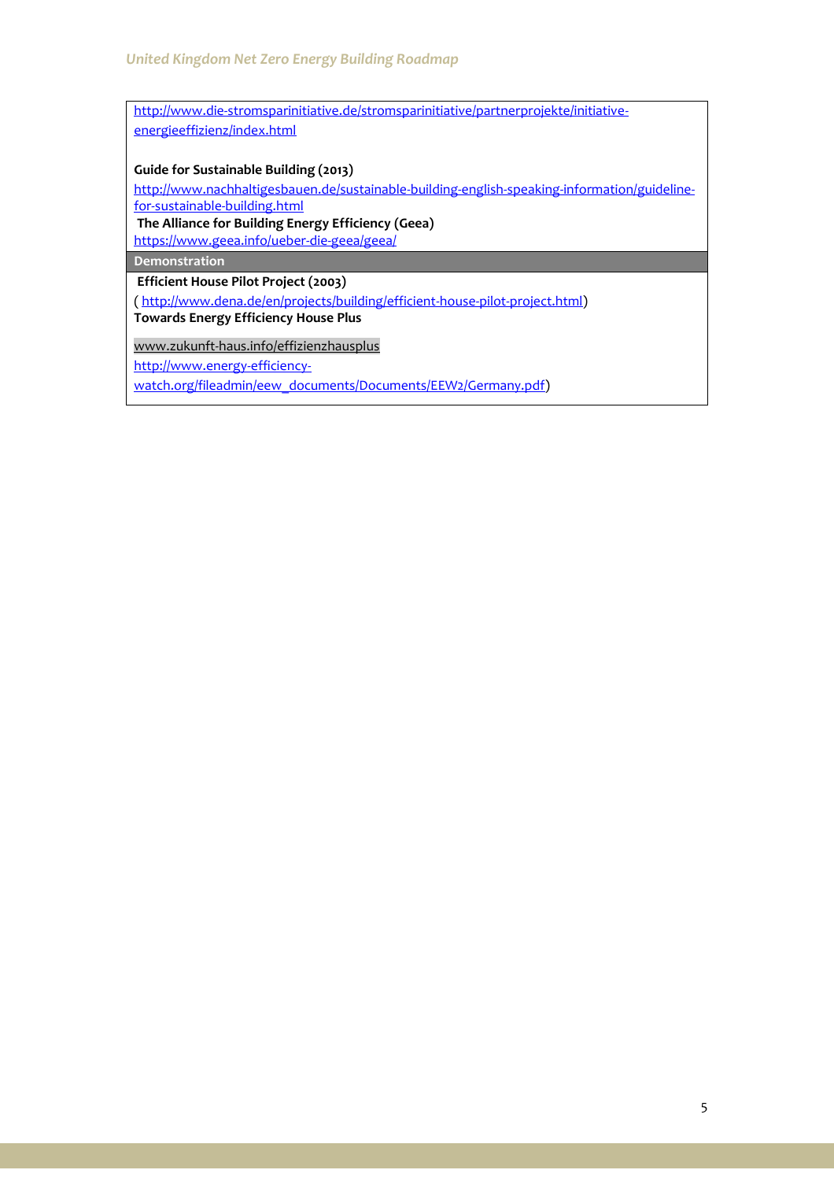| |
|---|
| http://www.die-stromsparinitiative.de/stromsparinitiative/partnerprojekte/initiative-energieeffizienz/index.html<br><br>**Guide for Sustainable Building (2013)**<br>http://www.nachhaltigesbauen.de/sustainable-building-english-speaking-information/guideline-for-sustainable-building.html<br>**The Alliance for Building Energy Efficiency (Geea)**<br>https://www.geea.info/ueber-die-geea/geea/ |
| **Demonstration** |
| **Efficient House Pilot Project (2003)**<br>( http://www.dena.de/en/projects/building/efficient-house-pilot-project.html)<br>**Towards Energy Efficiency House Plus**<br><br>www.zukunft-haus.info/effizienzhausplus<br>http://www.energy-efficiency-watch.org/fileadmin/eew_documents/Documents/EEW2/Germany.pdf) |